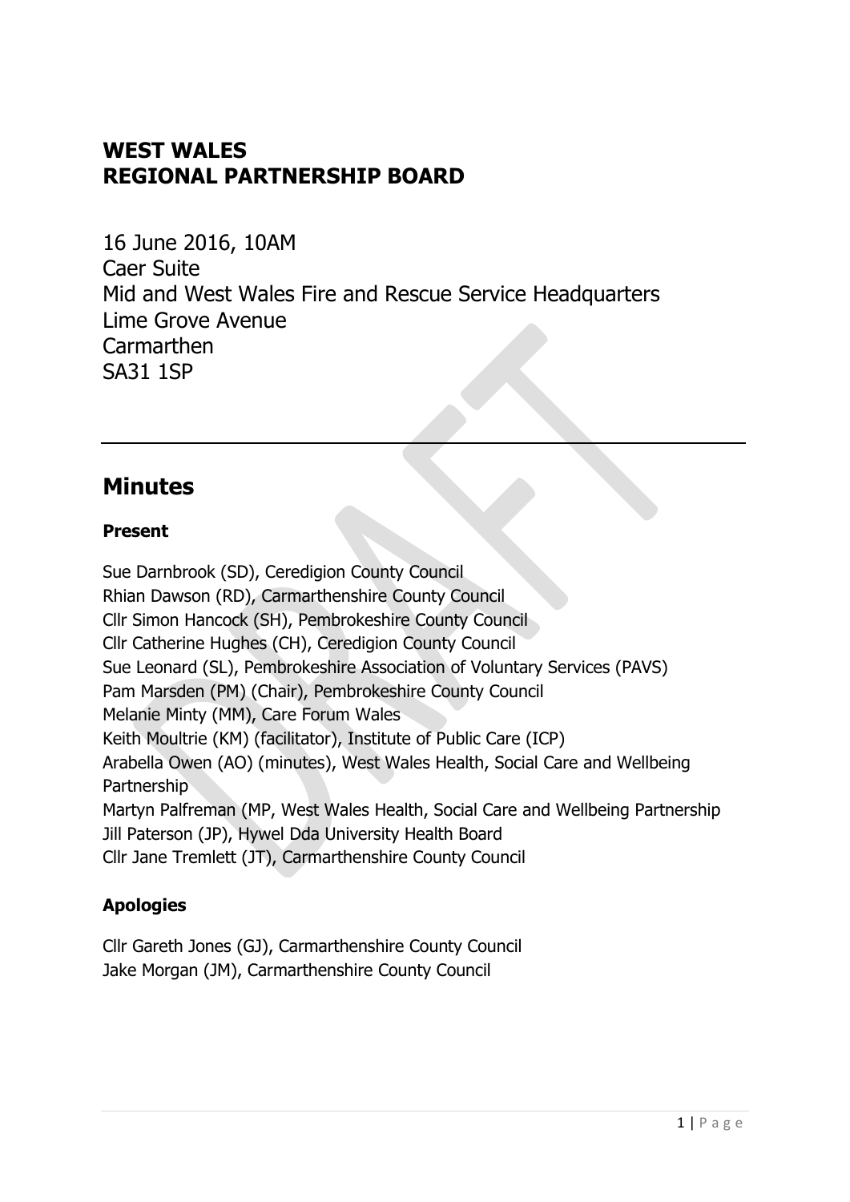# WEST WALES
# REGIONAL PARTNERSHIP BOARD

16 June 2016, 10AM
Caer Suite
Mid and West Wales Fire and Rescue Service Headquarters
Lime Grove Avenue
Carmarthen
SA31 1SP

---

## Minutes

**Present**

Sue Darnbrook (SD), Ceredigion County Council
Rhian Dawson (RD), Carmarthenshire County Council
Cllr Simon Hancock (SH), Pembrokeshire County Council
Cllr Catherine Hughes (CH), Ceredigion County Council
Sue Leonard (SL), Pembrokeshire Association of Voluntary Services (PAVS)
Pam Marsden (PM) (Chair), Pembrokeshire County Council
Melanie Minty (MM), Care Forum Wales
Keith Moultrie (KM) (facilitator), Institute of Public Care (ICP)
Arabella Owen (AO) (minutes), West Wales Health, Social Care and Wellbeing Partnership
Martyn Palfreman (MP, West Wales Health, Social Care and Wellbeing Partnership
Jill Paterson (JP), Hywel Dda University Health Board
Cllr Jane Tremlett (JT), Carmarthenshire County Council

**Apologies**

Cllr Gareth Jones (GJ), Carmarthenshire County Council
Jake Morgan (JM), Carmarthenshire County Council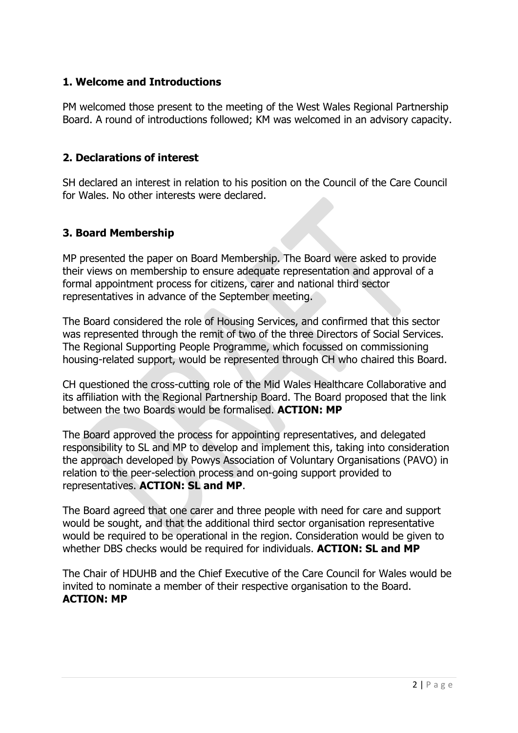### 1. Welcome and Introductions

PM welcomed those present to the meeting of the West Wales Regional Partnership Board. A round of introductions followed; KM was welcomed in an advisory capacity.

### 2. Declarations of interest

SH declared an interest in relation to his position on the Council of the Care Council for Wales. No other interests were declared.

### 3. Board Membership

MP presented the paper on Board Membership. The Board were asked to provide their views on membership to ensure adequate representation and approval of a formal appointment process for citizens, carer and national third sector representatives in advance of the September meeting.

The Board considered the role of Housing Services, and confirmed that this sector was represented through the remit of two of the three Directors of Social Services. The Regional Supporting People Programme, which focussed on commissioning housing-related support, would be represented through CH who chaired this Board.

CH questioned the cross-cutting role of the Mid Wales Healthcare Collaborative and its affiliation with the Regional Partnership Board. The Board proposed that the link between the two Boards would be formalised. **ACTION: MP**

The Board approved the process for appointing representatives, and delegated responsibility to SL and MP to develop and implement this, taking into consideration the approach developed by Powys Association of Voluntary Organisations (PAVO) in relation to the peer-selection process and on-going support provided to representatives. **ACTION: SL and MP**.

The Board agreed that one carer and three people with need for care and support would be sought, and that the additional third sector organisation representative would be required to be operational in the region. Consideration would be given to whether DBS checks would be required for individuals. **ACTION: SL and MP**

The Chair of HDUHB and the Chief Executive of the Care Council for Wales would be invited to nominate a member of their respective organisation to the Board. **ACTION: MP**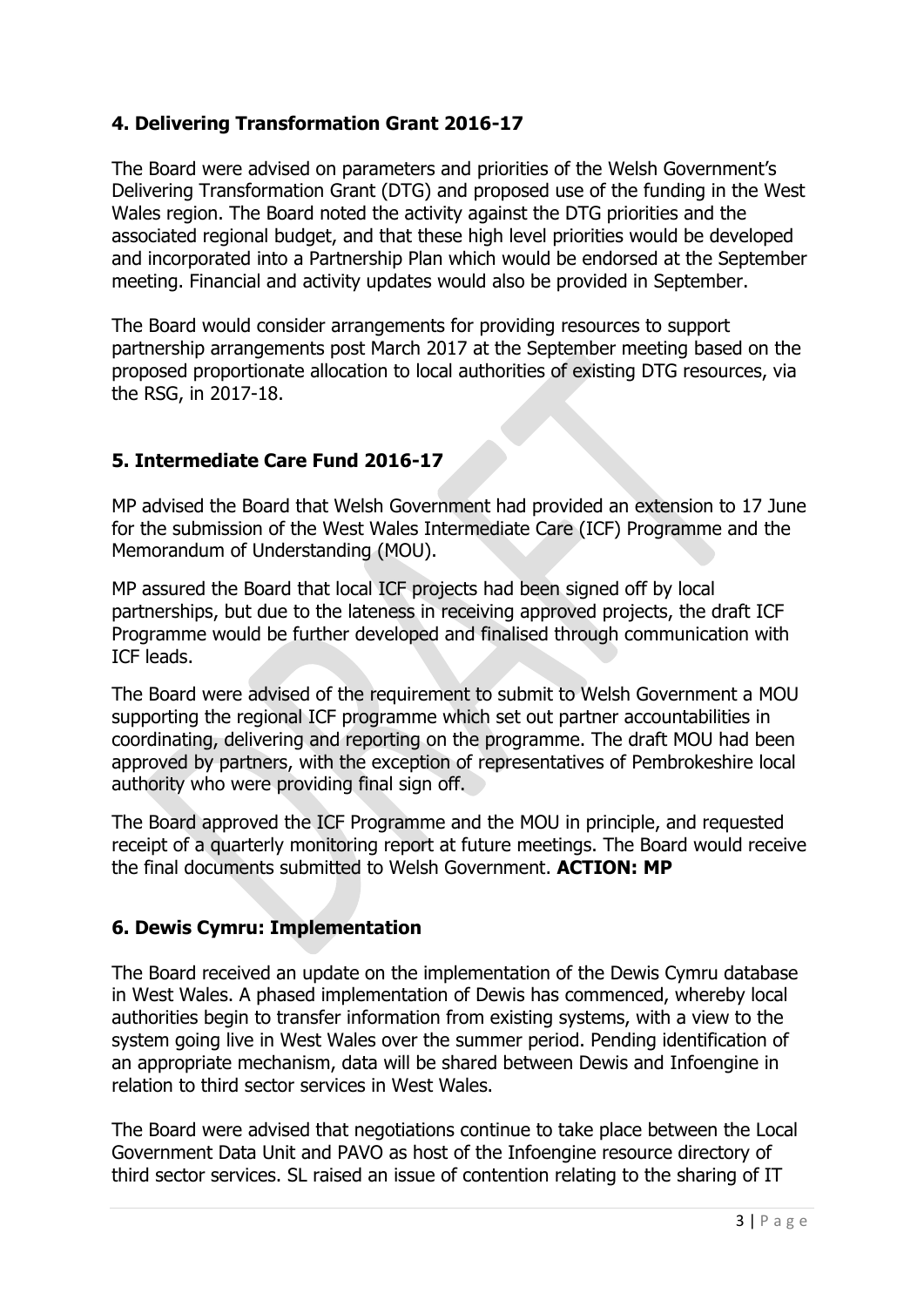## 4. Delivering Transformation Grant 2016-17

The Board were advised on parameters and priorities of the Welsh Government's Delivering Transformation Grant (DTG) and proposed use of the funding in the West Wales region. The Board noted the activity against the DTG priorities and the associated regional budget, and that these high level priorities would be developed and incorporated into a Partnership Plan which would be endorsed at the September meeting. Financial and activity updates would also be provided in September.

The Board would consider arrangements for providing resources to support partnership arrangements post March 2017 at the September meeting based on the proposed proportionate allocation to local authorities of existing DTG resources, via the RSG, in 2017-18.

## 5. Intermediate Care Fund 2016-17

MP advised the Board that Welsh Government had provided an extension to 17 June for the submission of the West Wales Intermediate Care (ICF) Programme and the Memorandum of Understanding (MOU).

MP assured the Board that local ICF projects had been signed off by local partnerships, but due to the lateness in receiving approved projects, the draft ICF Programme would be further developed and finalised through communication with ICF leads.

The Board were advised of the requirement to submit to Welsh Government a MOU supporting the regional ICF programme which set out partner accountabilities in coordinating, delivering and reporting on the programme. The draft MOU had been approved by partners, with the exception of representatives of Pembrokeshire local authority who were providing final sign off.

The Board approved the ICF Programme and the MOU in principle, and requested receipt of a quarterly monitoring report at future meetings. The Board would receive the final documents submitted to Welsh Government. **ACTION: MP**

## 6. Dewis Cymru: Implementation

The Board received an update on the implementation of the Dewis Cymru database in West Wales. A phased implementation of Dewis has commenced, whereby local authorities begin to transfer information from existing systems, with a view to the system going live in West Wales over the summer period. Pending identification of an appropriate mechanism, data will be shared between Dewis and Infoengine in relation to third sector services in West Wales.

The Board were advised that negotiations continue to take place between the Local Government Data Unit and PAVO as host of the Infoengine resource directory of third sector services. SL raised an issue of contention relating to the sharing of IT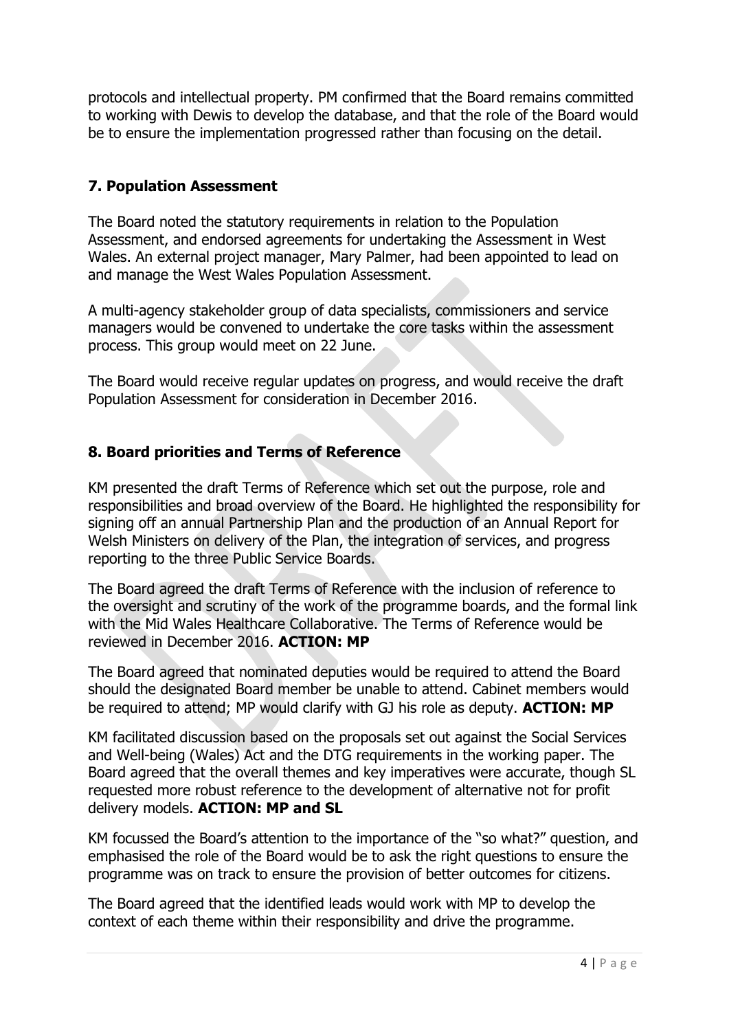protocols and intellectual property. PM confirmed that the Board remains committed to working with Dewis to develop the database, and that the role of the Board would be to ensure the implementation progressed rather than focusing on the detail.

### 7. Population Assessment

The Board noted the statutory requirements in relation to the Population Assessment, and endorsed agreements for undertaking the Assessment in West Wales. An external project manager, Mary Palmer, had been appointed to lead on and manage the West Wales Population Assessment.

A multi-agency stakeholder group of data specialists, commissioners and service managers would be convened to undertake the core tasks within the assessment process. This group would meet on 22 June.

The Board would receive regular updates on progress, and would receive the draft Population Assessment for consideration in December 2016.

### 8. Board priorities and Terms of Reference

KM presented the draft Terms of Reference which set out the purpose, role and responsibilities and broad overview of the Board. He highlighted the responsibility for signing off an annual Partnership Plan and the production of an Annual Report for Welsh Ministers on delivery of the Plan, the integration of services, and progress reporting to the three Public Service Boards.

The Board agreed the draft Terms of Reference with the inclusion of reference to the oversight and scrutiny of the work of the programme boards, and the formal link with the Mid Wales Healthcare Collaborative. The Terms of Reference would be reviewed in December 2016. **ACTION: MP**

The Board agreed that nominated deputies would be required to attend the Board should the designated Board member be unable to attend. Cabinet members would be required to attend; MP would clarify with GJ his role as deputy. **ACTION: MP**

KM facilitated discussion based on the proposals set out against the Social Services and Well-being (Wales) Act and the DTG requirements in the working paper. The Board agreed that the overall themes and key imperatives were accurate, though SL requested more robust reference to the development of alternative not for profit delivery models. **ACTION: MP and SL**

KM focussed the Board's attention to the importance of the "so what?" question, and emphasised the role of the Board would be to ask the right questions to ensure the programme was on track to ensure the provision of better outcomes for citizens.

The Board agreed that the identified leads would work with MP to develop the context of each theme within their responsibility and drive the programme.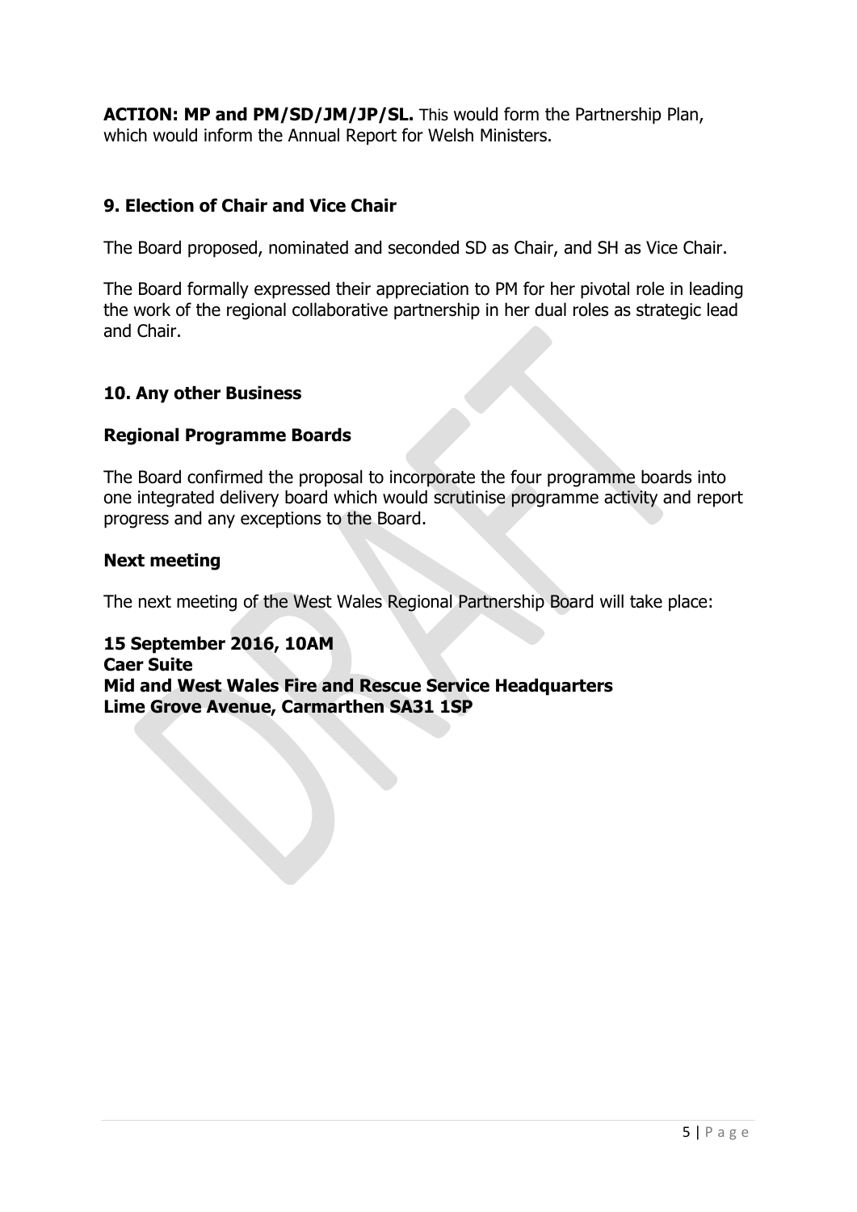**ACTION: MP and PM/SD/JM/JP/SL.** This would form the Partnership Plan, which would inform the Annual Report for Welsh Ministers.

## 9. Election of Chair and Vice Chair

The Board proposed, nominated and seconded SD as Chair, and SH as Vice Chair.

The Board formally expressed their appreciation to PM for her pivotal role in leading the work of the regional collaborative partnership in her dual roles as strategic lead and Chair.

## 10. Any other Business

### Regional Programme Boards

The Board confirmed the proposal to incorporate the four programme boards into one integrated delivery board which would scrutinise programme activity and report progress and any exceptions to the Board.

### Next meeting

The next meeting of the West Wales Regional Partnership Board will take place:

**15 September 2016, 10AM**
**Caer Suite**
**Mid and West Wales Fire and Rescue Service Headquarters**
**Lime Grove Avenue, Carmarthen SA31 1SP**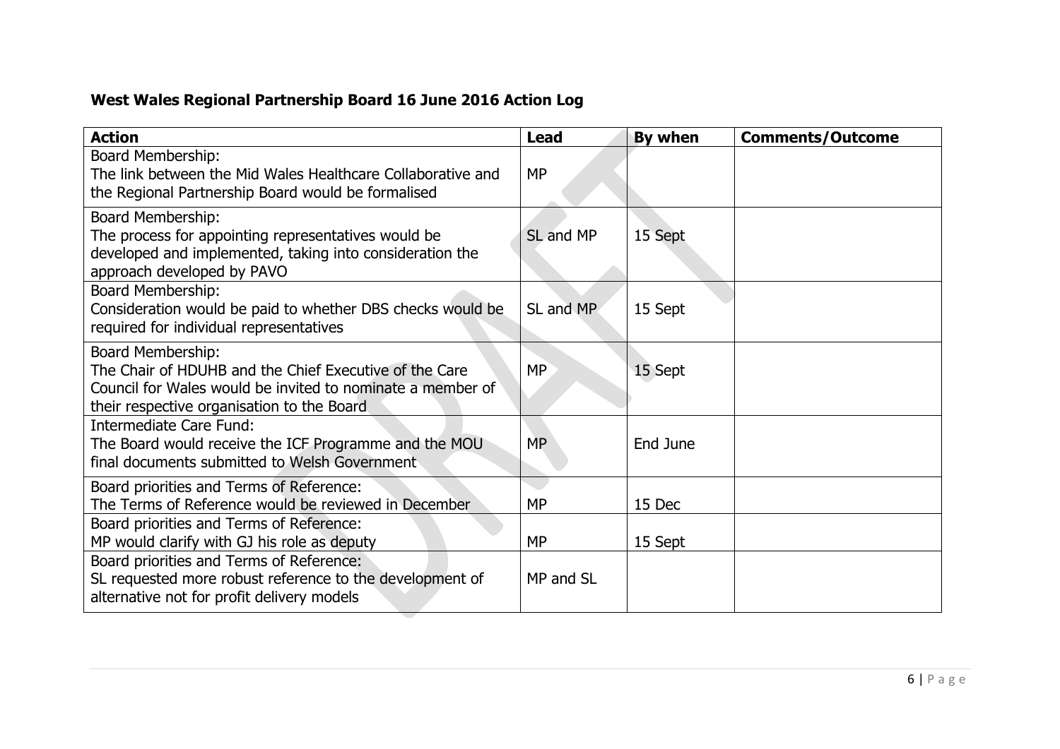**West Wales Regional Partnership Board 16 June 2016 Action Log**

| Action | Lead | By when | Comments/Outcome |
|---|---|---|---|
| Board Membership:<br>The link between the Mid Wales Healthcare Collaborative and the Regional Partnership Board would be formalised | MP | | |
| Board Membership:<br>The process for appointing representatives would be developed and implemented, taking into consideration the approach developed by PAVO | SL and MP | 15 Sept | |
| Board Membership:<br>Consideration would be paid to whether DBS checks would be required for individual representatives | SL and MP | 15 Sept | |
| Board Membership:<br>The Chair of HDUHB and the Chief Executive of the Care Council for Wales would be invited to nominate a member of their respective organisation to the Board | MP | 15 Sept | |
| Intermediate Care Fund:<br>The Board would receive the ICF Programme and the MOU final documents submitted to Welsh Government | MP | End June | |
| Board priorities and Terms of Reference:<br>The Terms of Reference would be reviewed in December | MP | 15 Dec | |
| Board priorities and Terms of Reference:<br>MP would clarify with GJ his role as deputy | MP | 15 Sept | |
| Board priorities and Terms of Reference:<br>SL requested more robust reference to the development of alternative not for profit delivery models | MP and SL | | |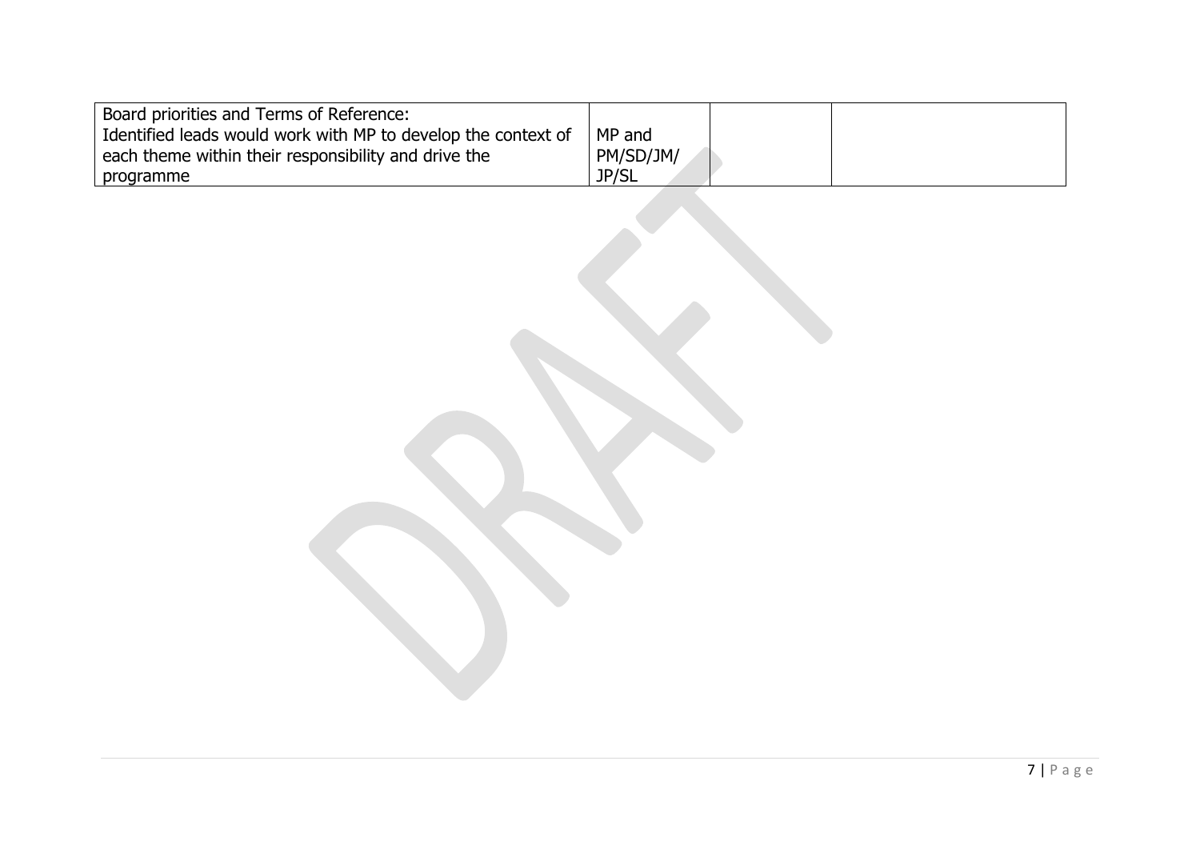| | | | |
|---|---|---|---|
| Board priorities and Terms of Reference:<br>Identified leads would work with MP to develop the context of each theme within their responsibility and drive the programme | MP and PM/SD/JM/ JP/SL | | |